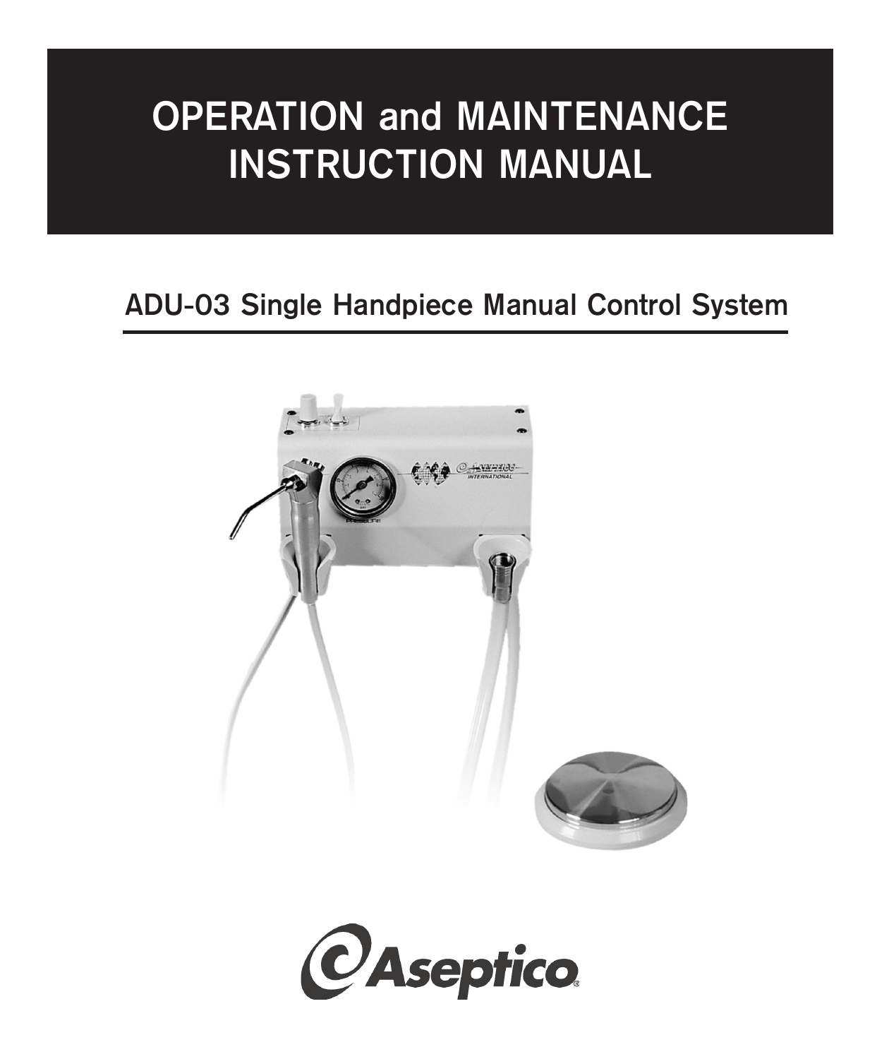# OPERATION and MAINTENANCE INSTRUCTION MANUAL

## ADU-03 Single Handpiece Manual Control System

Aseptico®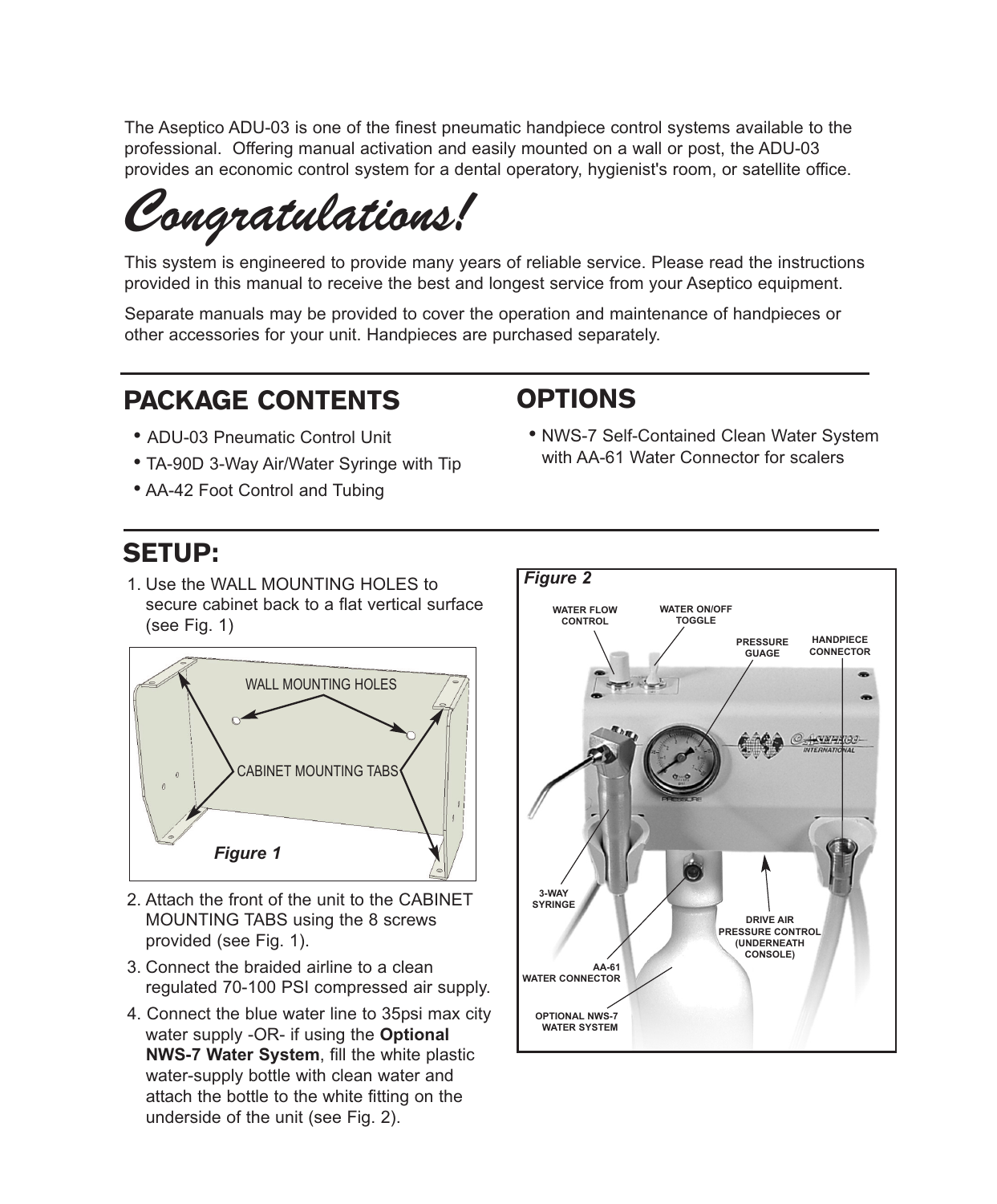The Aseptico ADU-03 is one of the finest pneumatic handpiece control systems available to the professional. Offering manual activation and easily mounted on a wall or post, the ADU-03 provides an economic control system for a dental operatory, hygienist's room, or satellite office.

# *Congratulations!*

This system is engineered to provide many years of reliable service. Please read the instructions provided in this manual to receive the best and longest service from your Aseptico equipment.

Separate manuals may be provided to cover the operation and maintenance of handpieces or other accessories for your unit. Handpieces are purchased separately.

## PACKAGE CONTENTS

- ADU-03 Pneumatic Control Unit
- TA-90D 3-Way Air/Water Syringe with Tip
- AA-42 Foot Control and Tubing

## OPTIONS

- NWS-7 Self-Contained Clean Water System with AA-61 Water Connector for scalers

## SETUP:

1. Use the WALL MOUNTING HOLES to secure cabinet back to a flat vertical surface (see Fig. 1)

WALL MOUNTING HOLES

CABINET MOUNTING TABS

*Figure 1*

2. Attach the front of the unit to the CABINET MOUNTING TABS using the 8 screws provided (see Fig. 1).
3. Connect the braided airline to a clean regulated 70-100 PSI compressed air supply.
4. Connect the blue water line to 35psi max city water supply -OR- if using the **Optional NWS-7 Water System**, fill the white plastic water-supply bottle with clean water and attach the bottle to the white fitting on the underside of the unit (see Fig. 2).

*Figure 2*

WATER FLOW CONTROL

WATER ON/OFF TOGGLE

PRESSURE GUAGE

HANDPIECE CONNECTOR

3-WAY SYRINGE

DRIVE AIR PRESSURE CONTROL (UNDERNEATH CONSOLE)

AA-61 WATER CONNECTOR

OPTIONAL NWS-7 WATER SYSTEM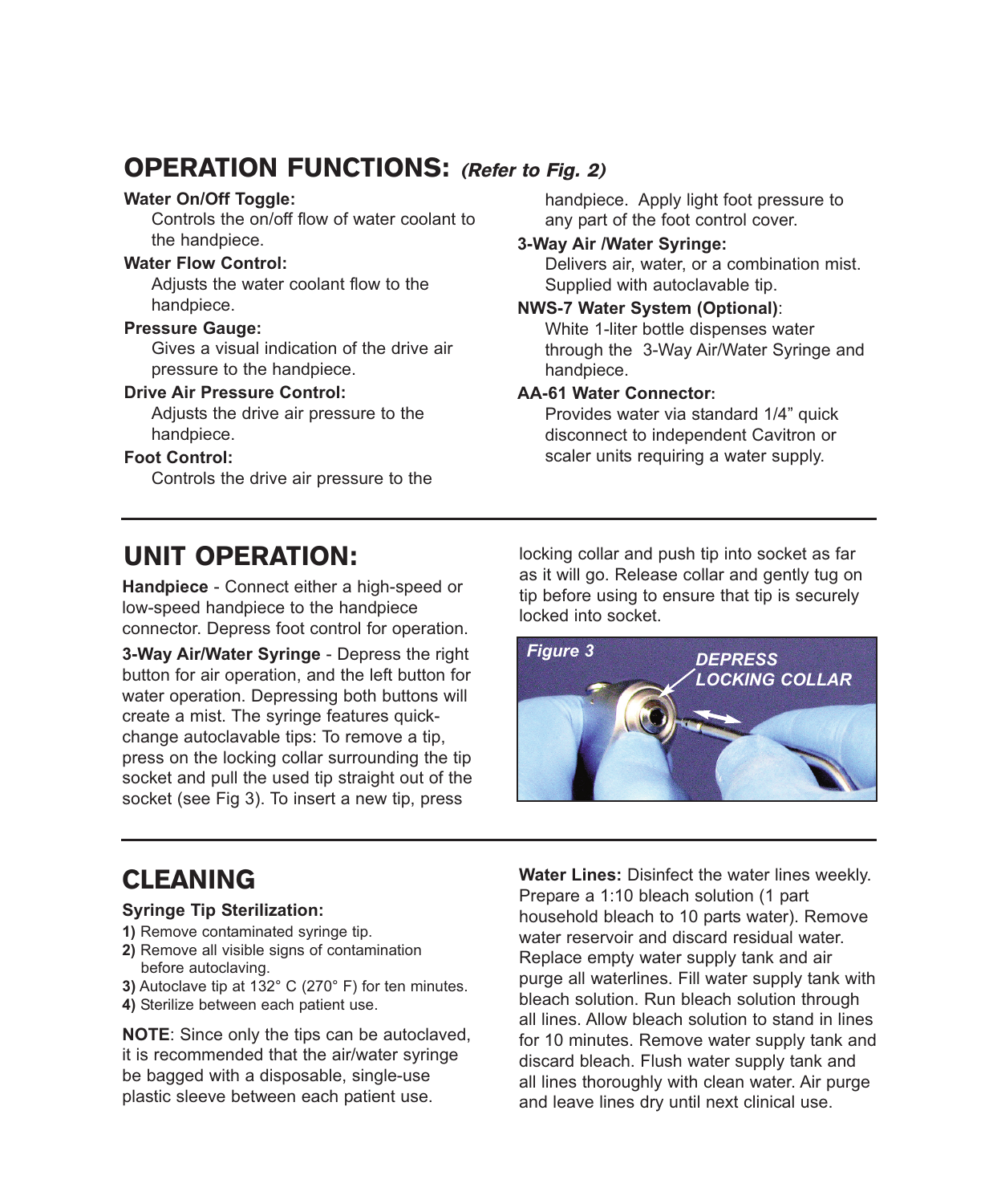## OPERATION FUNCTIONS: *(Refer to Fig. 2)*

**Water On/Off Toggle:**
Controls the on/off flow of water coolant to the handpiece.

**Water Flow Control:**
Adjusts the water coolant flow to the handpiece.

**Pressure Gauge:**
Gives a visual indication of the drive air pressure to the handpiece.

**Drive Air Pressure Control:**
Adjusts the drive air pressure to the handpiece.

**Foot Control:**
Controls the drive air pressure to the handpiece. Apply light foot pressure to any part of the foot control cover.

**3-Way Air /Water Syringe:**
Delivers air, water, or a combination mist. Supplied with autoclavable tip.

**NWS-7 Water System (Optional)**:
White 1-liter bottle dispenses water through the 3-Way Air/Water Syringe and handpiece.

**AA-61 Water Connector:**
Provides water via standard 1/4" quick disconnect to independent Cavitron or scaler units requiring a water supply.

## UNIT OPERATION:

**Handpiece** - Connect either a high-speed or low-speed handpiece to the handpiece connector. Depress foot control for operation.

**3-Way Air/Water Syringe** - Depress the right button for air operation, and the left button for water operation. Depressing both buttons will create a mist. The syringe features quick-change autoclavable tips: To remove a tip, press on the locking collar surrounding the tip socket and pull the used tip straight out of the socket (see Fig 3). To insert a new tip, press locking collar and push tip into socket as far as it will go. Release collar and gently tug on tip before using to ensure that tip is securely locked into socket.

*Figure 3* — *DEPRESS LOCKING COLLAR*

## CLEANING

**Syringe Tip Sterilization:**

**1)** Remove contaminated syringe tip.
**2)** Remove all visible signs of contamination before autoclaving.
**3)** Autoclave tip at 132° C (270° F) for ten minutes.
**4)** Sterilize between each patient use.

**NOTE**: Since only the tips can be autoclaved, it is recommended that the air/water syringe be bagged with a disposable, single-use plastic sleeve between each patient use.

**Water Lines:** Disinfect the water lines weekly. Prepare a 1:10 bleach solution (1 part household bleach to 10 parts water). Remove water reservoir and discard residual water. Replace empty water supply tank and air purge all waterlines. Fill water supply tank with bleach solution. Run bleach solution through all lines. Allow bleach solution to stand in lines for 10 minutes. Remove water supply tank and discard bleach. Flush water supply tank and all lines thoroughly with clean water. Air purge and leave lines dry until next clinical use.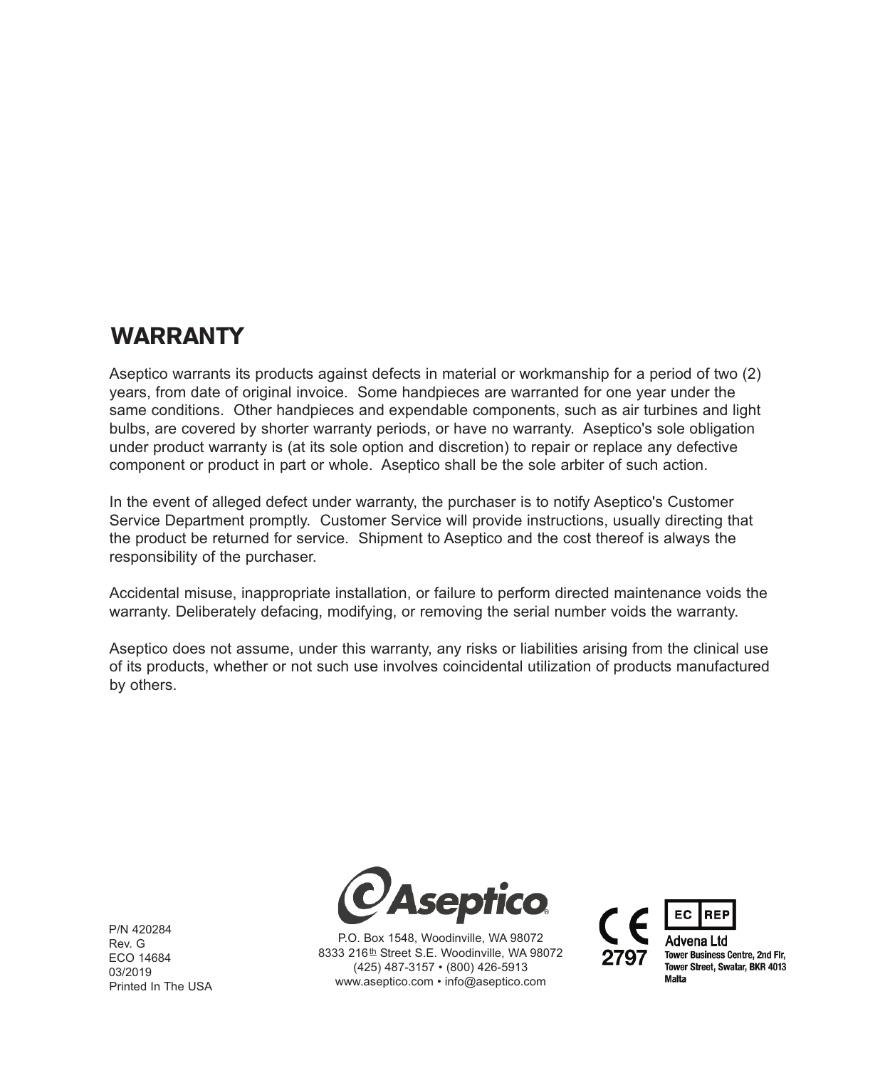## WARRANTY

Aseptico warrants its products against defects in material or workmanship for a period of two (2) years, from date of original invoice. Some handpieces are warranted for one year under the same conditions. Other handpieces and expendable components, such as air turbines and light bulbs, are covered by shorter warranty periods, or have no warranty. Aseptico's sole obligation under product warranty is (at its sole option and discretion) to repair or replace any defective component or product in part or whole. Aseptico shall be the sole arbiter of such action.

In the event of alleged defect under warranty, the purchaser is to notify Aseptico's Customer Service Department promptly. Customer Service will provide instructions, usually directing that the product be returned for service. Shipment to Aseptico and the cost thereof is always the responsibility of the purchaser.

Accidental misuse, inappropriate installation, or failure to perform directed maintenance voids the warranty. Deliberately defacing, modifying, or removing the serial number voids the warranty.

Aseptico does not assume, under this warranty, any risks or liabilities arising from the clinical use of its products, whether or not such use involves coincidental utilization of products manufactured by others.

P/N 420284
Rev. G
ECO 14684
03/2019
Printed In The USA

Aseptico®

P.O. Box 1548, Woodinville, WA 98072
8333 216th Street S.E. Woodinville, WA 98072
(425) 487-3157 • (800) 426-5913
www.aseptico.com • info@aseptico.com

CE 2797

EC REP
Advena Ltd
Tower Business Centre, 2nd Flr,
Tower Street, Swatar, BKR 4013
Malta